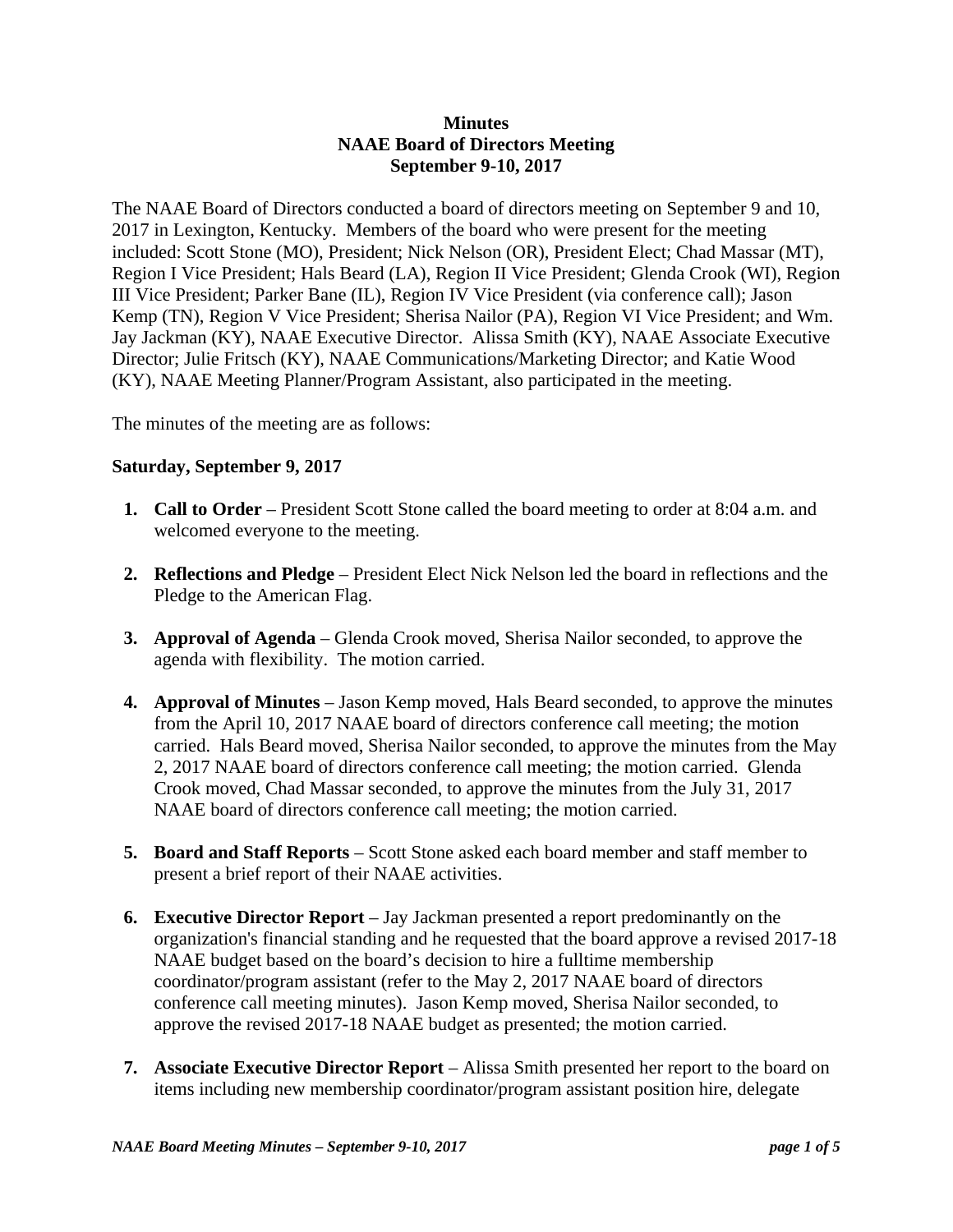**Minutes**
**NAAE Board of Directors Meeting**
**September 9-10, 2017**

The NAAE Board of Directors conducted a board of directors meeting on September 9 and 10, 2017 in Lexington, Kentucky. Members of the board who were present for the meeting included: Scott Stone (MO), President; Nick Nelson (OR), President Elect; Chad Massar (MT), Region I Vice President; Hals Beard (LA), Region II Vice President; Glenda Crook (WI), Region III Vice President; Parker Bane (IL), Region IV Vice President (via conference call); Jason Kemp (TN), Region V Vice President; Sherisa Nailor (PA), Region VI Vice President; and Wm. Jay Jackman (KY), NAAE Executive Director. Alissa Smith (KY), NAAE Associate Executive Director; Julie Fritsch (KY), NAAE Communications/Marketing Director; and Katie Wood (KY), NAAE Meeting Planner/Program Assistant, also participated in the meeting.

The minutes of the meeting are as follows:

**Saturday, September 9, 2017**

1. **Call to Order** – President Scott Stone called the board meeting to order at 8:04 a.m. and welcomed everyone to the meeting.

2. **Reflections and Pledge** – President Elect Nick Nelson led the board in reflections and the Pledge to the American Flag.

3. **Approval of Agenda** – Glenda Crook moved, Sherisa Nailor seconded, to approve the agenda with flexibility. The motion carried.

4. **Approval of Minutes** – Jason Kemp moved, Hals Beard seconded, to approve the minutes from the April 10, 2017 NAAE board of directors conference call meeting; the motion carried. Hals Beard moved, Sherisa Nailor seconded, to approve the minutes from the May 2, 2017 NAAE board of directors conference call meeting; the motion carried. Glenda Crook moved, Chad Massar seconded, to approve the minutes from the July 31, 2017 NAAE board of directors conference call meeting; the motion carried.

5. **Board and Staff Reports** – Scott Stone asked each board member and staff member to present a brief report of their NAAE activities.

6. **Executive Director Report** – Jay Jackman presented a report predominantly on the organization's financial standing and he requested that the board approve a revised 2017-18 NAAE budget based on the board's decision to hire a fulltime membership coordinator/program assistant (refer to the May 2, 2017 NAAE board of directors conference call meeting minutes). Jason Kemp moved, Sherisa Nailor seconded, to approve the revised 2017-18 NAAE budget as presented; the motion carried.

7. **Associate Executive Director Report** – Alissa Smith presented her report to the board on items including new membership coordinator/program assistant position hire, delegate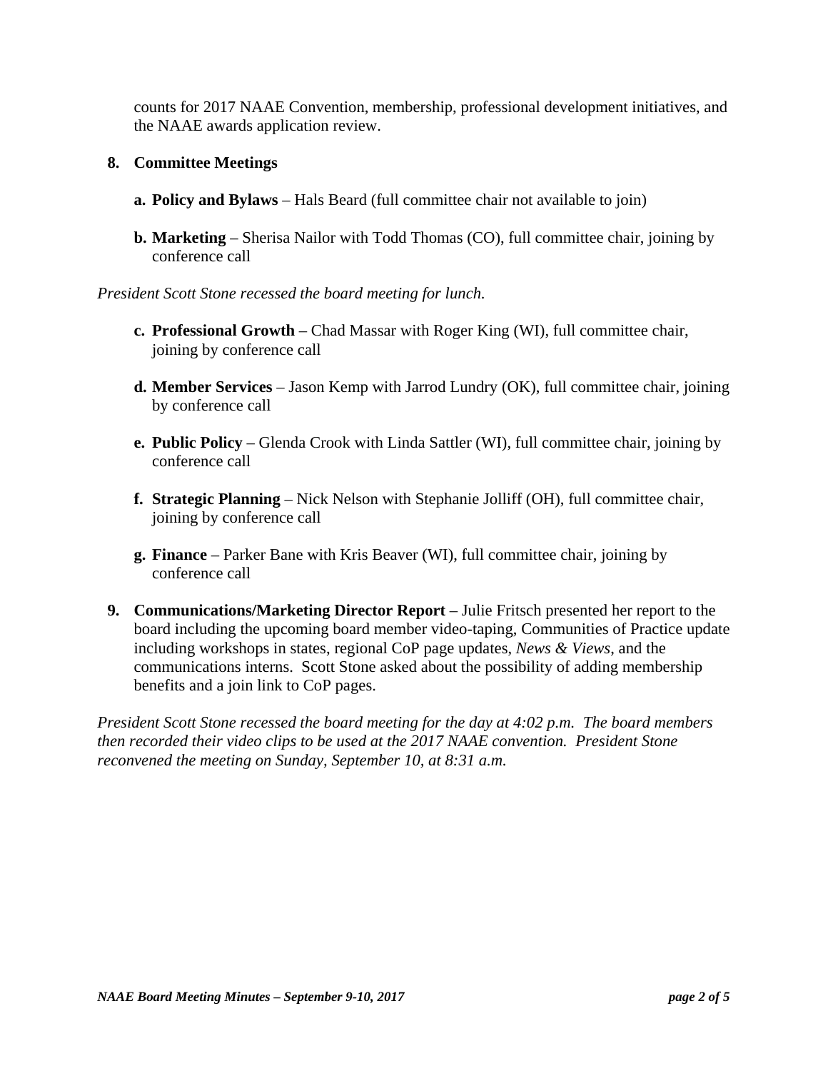counts for 2017 NAAE Convention, membership, professional development initiatives, and the NAAE awards application review.

8. **Committee Meetings**

   a. **Policy and Bylaws** – Hals Beard (full committee chair not available to join)

   b. **Marketing** – Sherisa Nailor with Todd Thomas (CO), full committee chair, joining by conference call

*President Scott Stone recessed the board meeting for lunch.*

   c. **Professional Growth** – Chad Massar with Roger King (WI), full committee chair, joining by conference call

   d. **Member Services** – Jason Kemp with Jarrod Lundry (OK), full committee chair, joining by conference call

   e. **Public Policy** – Glenda Crook with Linda Sattler (WI), full committee chair, joining by conference call

   f. **Strategic Planning** – Nick Nelson with Stephanie Jolliff (OH), full committee chair, joining by conference call

   g. **Finance** – Parker Bane with Kris Beaver (WI), full committee chair, joining by conference call

9. **Communications/Marketing Director Report** – Julie Fritsch presented her report to the board including the upcoming board member video-taping, Communities of Practice update including workshops in states, regional CoP page updates, *News & Views*, and the communications interns. Scott Stone asked about the possibility of adding membership benefits and a join link to CoP pages.

*President Scott Stone recessed the board meeting for the day at 4:02 p.m. The board members then recorded their video clips to be used at the 2017 NAAE convention. President Stone reconvened the meeting on Sunday, September 10, at 8:31 a.m.*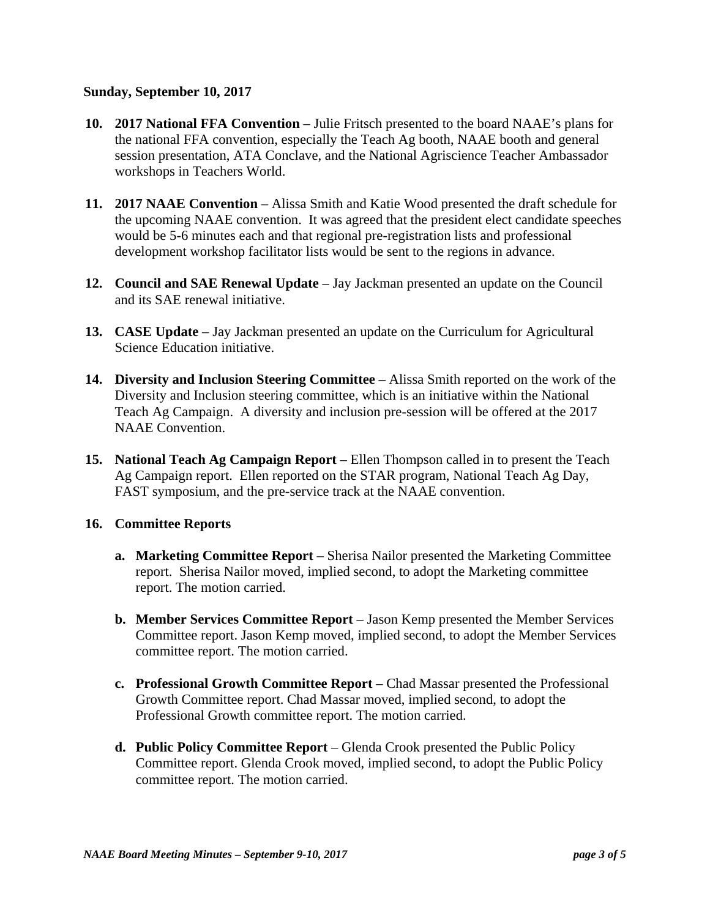**Sunday, September 10, 2017**

10. **2017 National FFA Convention** – Julie Fritsch presented to the board NAAE's plans for the national FFA convention, especially the Teach Ag booth, NAAE booth and general session presentation, ATA Conclave, and the National Agriscience Teacher Ambassador workshops in Teachers World.

11. **2017 NAAE Convention** – Alissa Smith and Katie Wood presented the draft schedule for the upcoming NAAE convention. It was agreed that the president elect candidate speeches would be 5-6 minutes each and that regional pre-registration lists and professional development workshop facilitator lists would be sent to the regions in advance.

12. **Council and SAE Renewal Update** – Jay Jackman presented an update on the Council and its SAE renewal initiative.

13. **CASE Update** – Jay Jackman presented an update on the Curriculum for Agricultural Science Education initiative.

14. **Diversity and Inclusion Steering Committee** – Alissa Smith reported on the work of the Diversity and Inclusion steering committee, which is an initiative within the National Teach Ag Campaign. A diversity and inclusion pre-session will be offered at the 2017 NAAE Convention.

15. **National Teach Ag Campaign Report** – Ellen Thompson called in to present the Teach Ag Campaign report. Ellen reported on the STAR program, National Teach Ag Day, FAST symposium, and the pre-service track at the NAAE convention.

16. **Committee Reports**

    a. **Marketing Committee Report** – Sherisa Nailor presented the Marketing Committee report. Sherisa Nailor moved, implied second, to adopt the Marketing committee report. The motion carried.

    b. **Member Services Committee Report** – Jason Kemp presented the Member Services Committee report. Jason Kemp moved, implied second, to adopt the Member Services committee report. The motion carried.

    c. **Professional Growth Committee Report** – Chad Massar presented the Professional Growth Committee report. Chad Massar moved, implied second, to adopt the Professional Growth committee report. The motion carried.

    d. **Public Policy Committee Report** – Glenda Crook presented the Public Policy Committee report. Glenda Crook moved, implied second, to adopt the Public Policy committee report. The motion carried.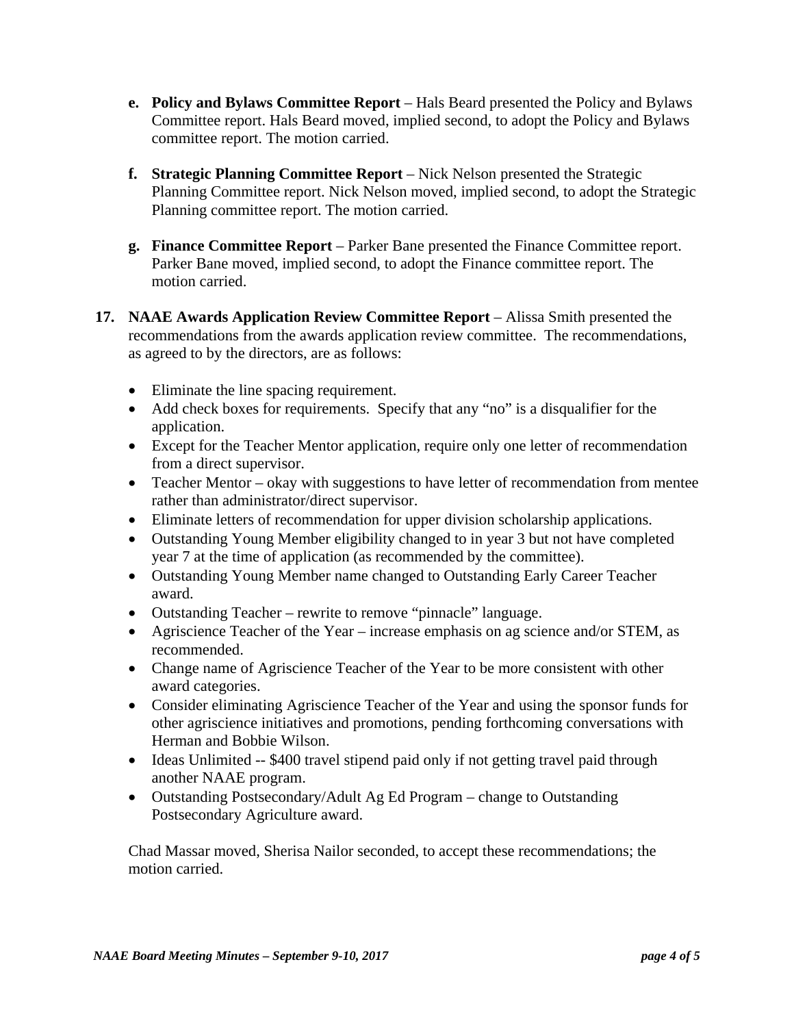e. **Policy and Bylaws Committee Report** – Hals Beard presented the Policy and Bylaws Committee report. Hals Beard moved, implied second, to adopt the Policy and Bylaws committee report. The motion carried.

f. **Strategic Planning Committee Report** – Nick Nelson presented the Strategic Planning Committee report. Nick Nelson moved, implied second, to adopt the Strategic Planning committee report. The motion carried.

g. **Finance Committee Report** – Parker Bane presented the Finance Committee report. Parker Bane moved, implied second, to adopt the Finance committee report. The motion carried.

17. **NAAE Awards Application Review Committee Report** – Alissa Smith presented the recommendations from the awards application review committee. The recommendations, as agreed to by the directors, are as follows:

- Eliminate the line spacing requirement.
- Add check boxes for requirements. Specify that any "no" is a disqualifier for the application.
- Except for the Teacher Mentor application, require only one letter of recommendation from a direct supervisor.
- Teacher Mentor – okay with suggestions to have letter of recommendation from mentee rather than administrator/direct supervisor.
- Eliminate letters of recommendation for upper division scholarship applications.
- Outstanding Young Member eligibility changed to in year 3 but not have completed year 7 at the time of application (as recommended by the committee).
- Outstanding Young Member name changed to Outstanding Early Career Teacher award.
- Outstanding Teacher – rewrite to remove "pinnacle" language.
- Agriscience Teacher of the Year – increase emphasis on ag science and/or STEM, as recommended.
- Change name of Agriscience Teacher of the Year to be more consistent with other award categories.
- Consider eliminating Agriscience Teacher of the Year and using the sponsor funds for other agriscience initiatives and promotions, pending forthcoming conversations with Herman and Bobbie Wilson.
- Ideas Unlimited -- $400 travel stipend paid only if not getting travel paid through another NAAE program.
- Outstanding Postsecondary/Adult Ag Ed Program – change to Outstanding Postsecondary Agriculture award.

Chad Massar moved, Sherisa Nailor seconded, to accept these recommendations; the motion carried.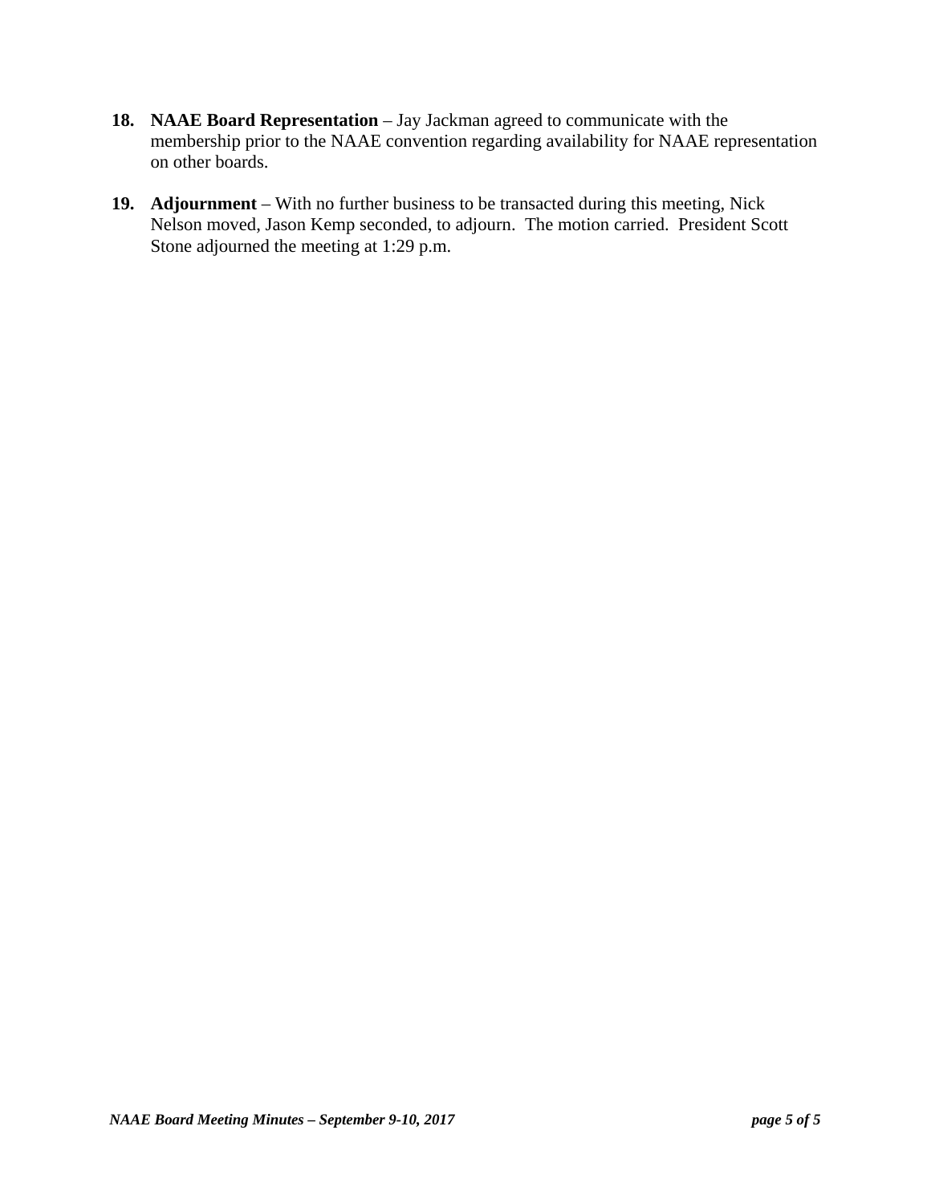18. **NAAE Board Representation** – Jay Jackman agreed to communicate with the membership prior to the NAAE convention regarding availability for NAAE representation on other boards.

19. **Adjournment** – With no further business to be transacted during this meeting, Nick Nelson moved, Jason Kemp seconded, to adjourn. The motion carried. President Scott Stone adjourned the meeting at 1:29 p.m.